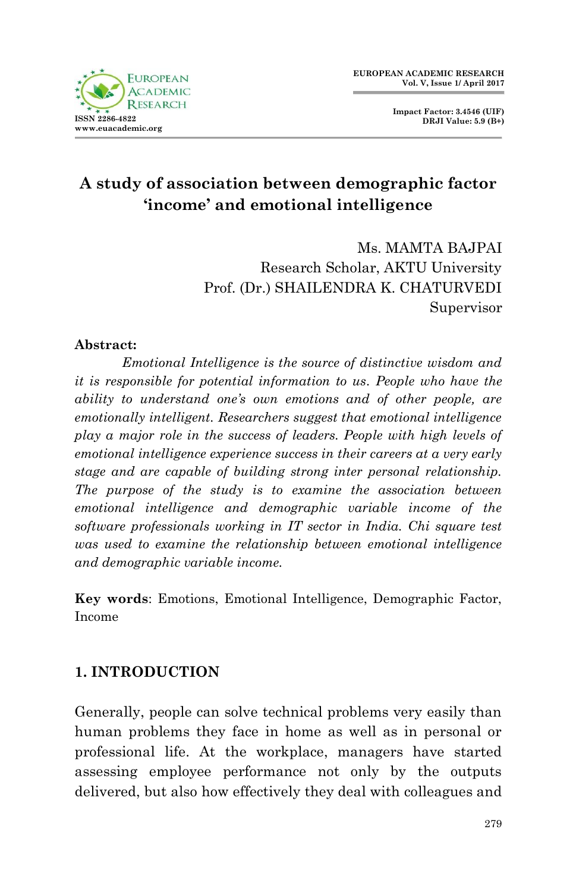# A study of association between demographic factor 'income' and emotional intelligence

Ms. MAMTA BAJPAI
Research Scholar, AKTU University
Prof. (Dr.) SHAILENDRA K. CHATURVEDI
Supervisor

**Abstract:**

*Emotional Intelligence is the source of distinctive wisdom and it is responsible for potential information to us. People who have the ability to understand one's own emotions and of other people, are emotionally intelligent. Researchers suggest that emotional intelligence play a major role in the success of leaders. People with high levels of emotional intelligence experience success in their careers at a very early stage and are capable of building strong inter personal relationship. The purpose of the study is to examine the association between emotional intelligence and demographic variable income of the software professionals working in IT sector in India. Chi square test was used to examine the relationship between emotional intelligence and demographic variable income.*

**Key words**: Emotions, Emotional Intelligence, Demographic Factor, Income

## 1. INTRODUCTION

Generally, people can solve technical problems very easily than human problems they face in home as well as in personal or professional life. At the workplace, managers have started assessing employee performance not only by the outputs delivered, but also how effectively they deal with colleagues and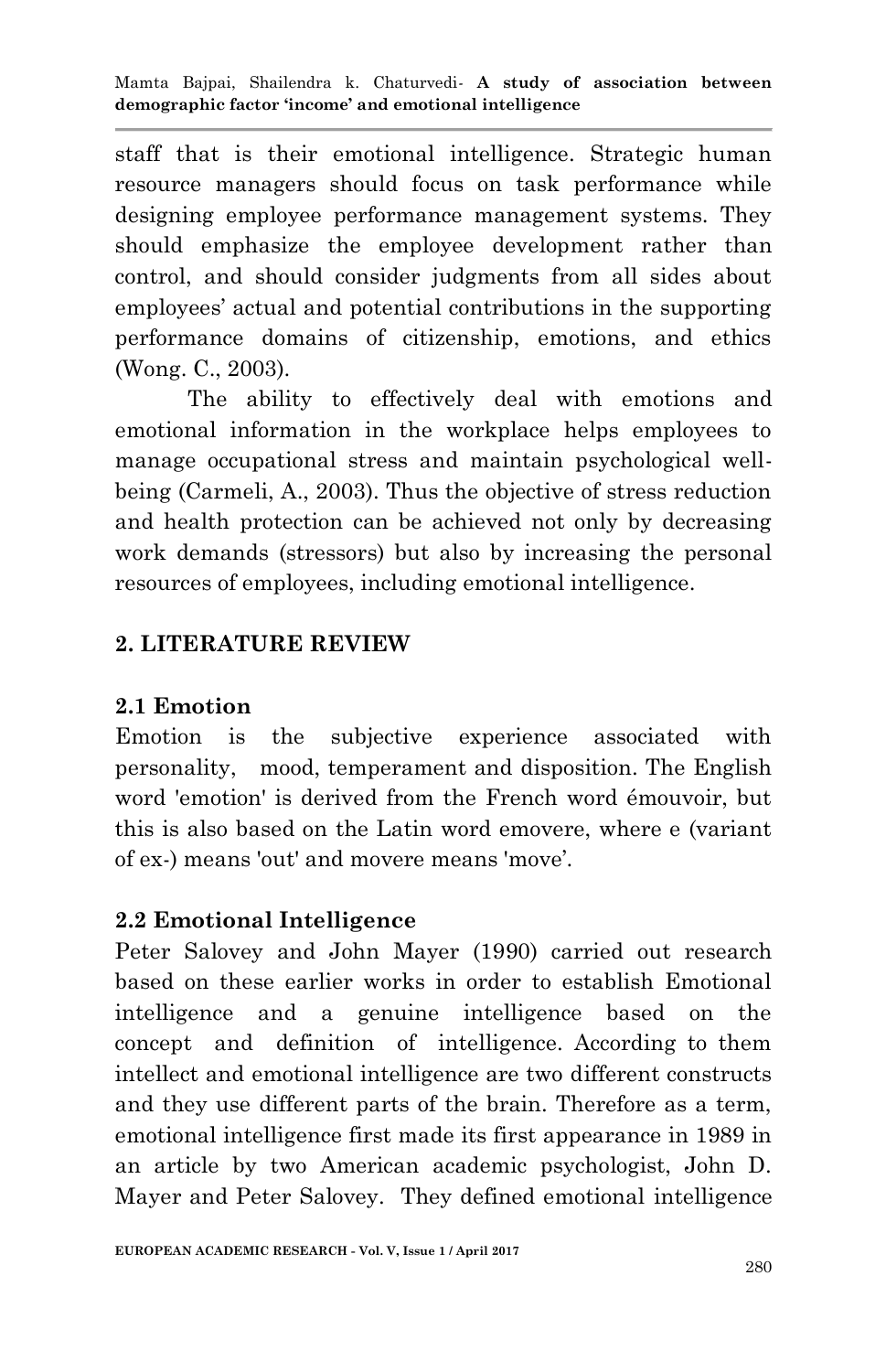staff that is their emotional intelligence. Strategic human resource managers should focus on task performance while designing employee performance management systems. They should emphasize the employee development rather than control, and should consider judgments from all sides about employees' actual and potential contributions in the supporting performance domains of citizenship, emotions, and ethics (Wong. C., 2003).

The ability to effectively deal with emotions and emotional information in the workplace helps employees to manage occupational stress and maintain psychological well-being (Carmeli, A., 2003). Thus the objective of stress reduction and health protection can be achieved not only by decreasing work demands (stressors) but also by increasing the personal resources of employees, including emotional intelligence.

## 2. LITERATURE REVIEW

### 2.1 Emotion

Emotion is the subjective experience associated with personality, mood, temperament and disposition. The English word 'emotion' is derived from the French word émouvoir, but this is also based on the Latin word emovere, where e (variant of ex-) means 'out' and movere means 'move'.

### 2.2 Emotional Intelligence

Peter Salovey and John Mayer (1990) carried out research based on these earlier works in order to establish Emotional intelligence and a genuine intelligence based on the concept and definition of intelligence. According to them intellect and emotional intelligence are two different constructs and they use different parts of the brain. Therefore as a term, emotional intelligence first made its first appearance in 1989 in an article by two American academic psychologist, John D. Mayer and Peter Salovey. They defined emotional intelligence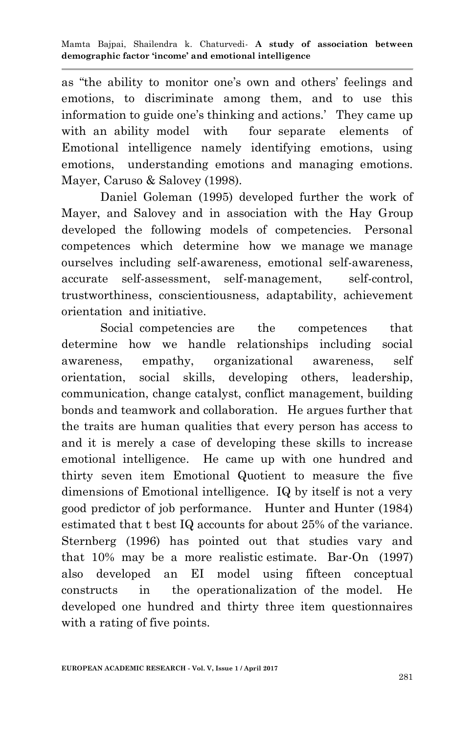as "the ability to monitor one's own and others' feelings and emotions, to discriminate among them, and to use this information to guide one's thinking and actions.' They came up with an ability model with four separate elements of Emotional intelligence namely identifying emotions, using emotions, understanding emotions and managing emotions. Mayer, Caruso & Salovey (1998).

Daniel Goleman (1995) developed further the work of Mayer, and Salovey and in association with the Hay Group developed the following models of competencies. Personal competences which determine how we manage we manage ourselves including self-awareness, emotional self-awareness, accurate self-assessment, self-management, self-control, trustworthiness, conscientiousness, adaptability, achievement orientation and initiative.

Social competencies are the competences that determine how we handle relationships including social awareness, empathy, organizational awareness, self orientation, social skills, developing others, leadership, communication, change catalyst, conflict management, building bonds and teamwork and collaboration. He argues further that the traits are human qualities that every person has access to and it is merely a case of developing these skills to increase emotional intelligence. He came up with one hundred and thirty seven item Emotional Quotient to measure the five dimensions of Emotional intelligence. IQ by itself is not a very good predictor of job performance. Hunter and Hunter (1984) estimated that t best IQ accounts for about 25% of the variance. Sternberg (1996) has pointed out that studies vary and that 10% may be a more realistic estimate. Bar-On (1997) also developed an EI model using fifteen conceptual constructs in the operationalization of the model. He developed one hundred and thirty three item questionnaires with a rating of five points.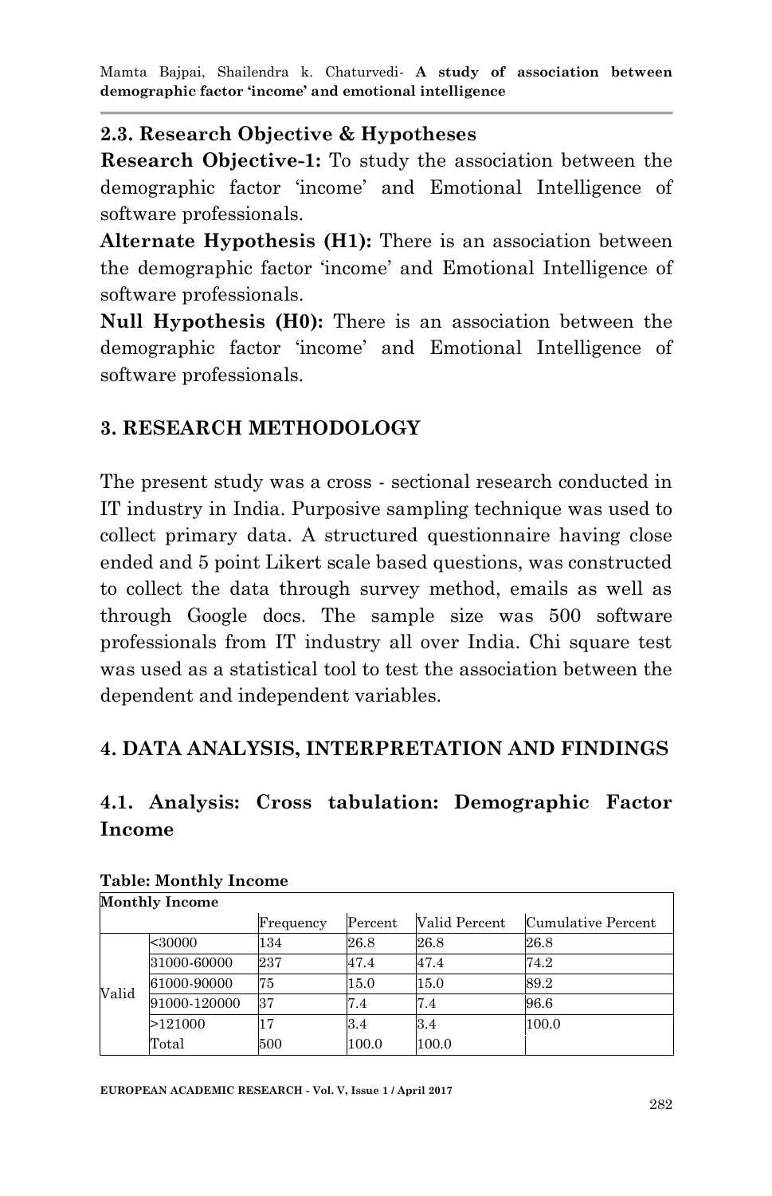### 2.3. Research Objective & Hypotheses

**Research Objective-1:** To study the association between the demographic factor 'income' and Emotional Intelligence of software professionals.

**Alternate Hypothesis (H1):** There is an association between the demographic factor 'income' and Emotional Intelligence of software professionals.

**Null Hypothesis (H0):** There is an association between the demographic factor 'income' and Emotional Intelligence of software professionals.

## 3. RESEARCH METHODOLOGY

The present study was a cross - sectional research conducted in IT industry in India. Purposive sampling technique was used to collect primary data. A structured questionnaire having close ended and 5 point Likert scale based questions, was constructed to collect the data through survey method, emails as well as through Google docs. The sample size was 500 software professionals from IT industry all over India. Chi square test was used as a statistical tool to test the association between the dependent and independent variables.

## 4. DATA ANALYSIS, INTERPRETATION AND FINDINGS

### 4.1. Analysis: Cross tabulation: Demographic Factor Income

**Table: Monthly Income**

| Monthly Income | | | | | |
|---|---|---|---|---|---|
| | | Frequency | Percent | Valid Percent | Cumulative Percent |
| Valid | <30000 | 134 | 26.8 | 26.8 | 26.8 |
| | 31000-60000 | 237 | 47.4 | 47.4 | 74.2 |
| | 61000-90000 | 75 | 15.0 | 15.0 | 89.2 |
| | 91000-120000 | 37 | 7.4 | 7.4 | 96.6 |
| | >121000 | 17 | 3.4 | 3.4 | 100.0 |
| | Total | 500 | 100.0 | 100.0 | |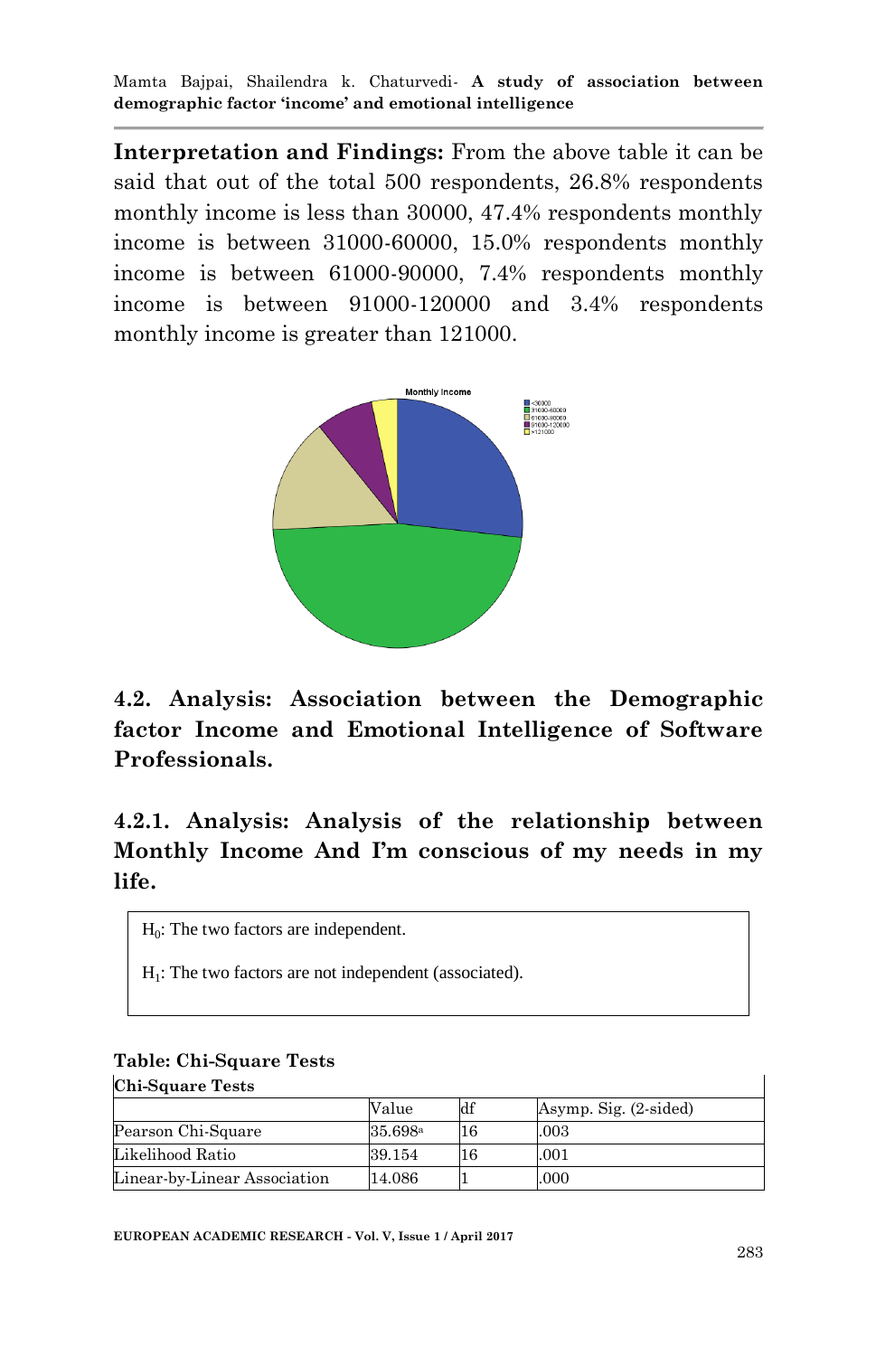**Interpretation and Findings:** From the above table it can be said that out of the total 500 respondents, 26.8% respondents monthly income is less than 30000, 47.4% respondents monthly income is between 31000-60000, 15.0% respondents monthly income is between 61000-90000, 7.4% respondents monthly income is between 91000-120000 and 3.4% respondents monthly income is greater than 121000.

## 4.2. Analysis: Association between the Demographic factor Income and Emotional Intelligence of Software Professionals.

### 4.2.1. Analysis: Analysis of the relationship between Monthly Income And I'm conscious of my needs in my life.

$H_0$: The two factors are independent.

$H_1$: The two factors are not independent (associated).

**Table: Chi-Square Tests**

**Chi-Square Tests**

| | Value | df | Asymp. Sig. (2-sided) |
|---|---|---|---|
| Pearson Chi-Square | 35.698[a] | 16 | .003 |
| Likelihood Ratio | 39.154 | 16 | .001 |
| Linear-by-Linear Association | 14.086 | 1 | .000 |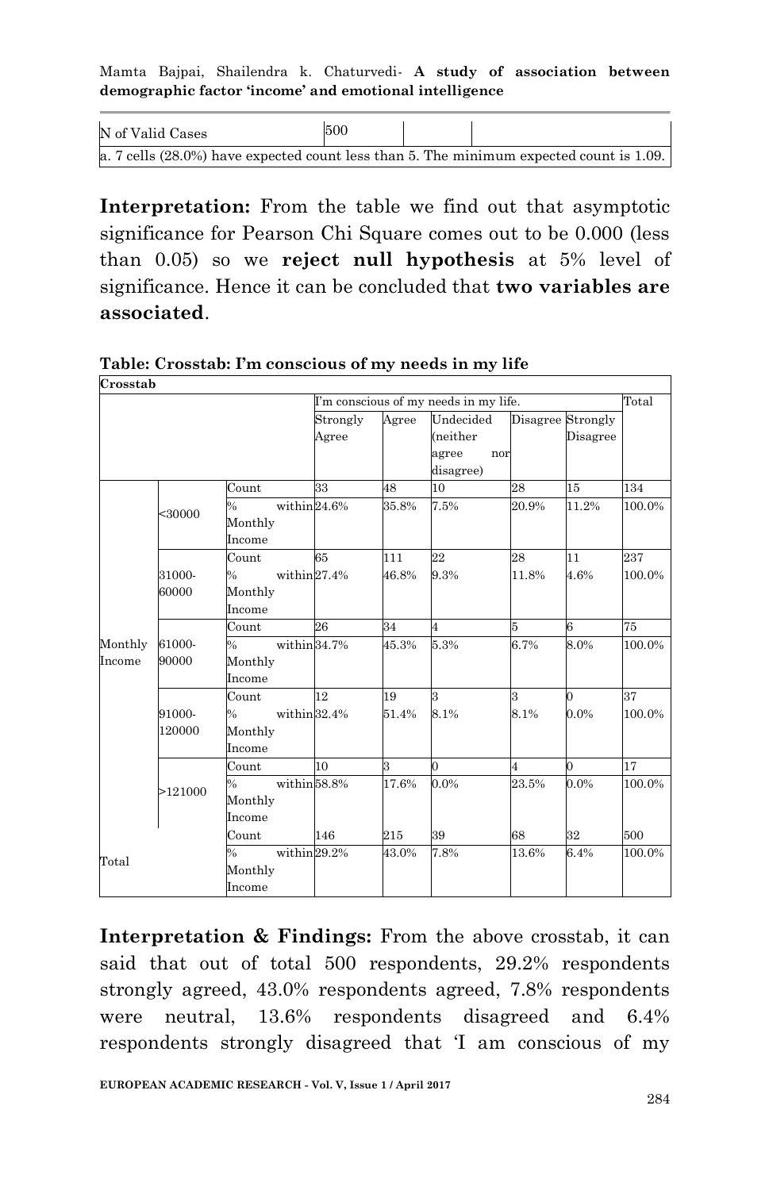| N of Valid Cases | 500 | | |
|---|---|---|---|

a. 7 cells (28.0%) have expected count less than 5. The minimum expected count is 1.09.

**Interpretation:** From the table we find out that asymptotic significance for Pearson Chi Square comes out to be 0.000 (less than 0.05) so we **reject null hypothesis** at 5% level of significance. Hence it can be concluded that **two variables are associated**.

**Table: Crosstab: I'm conscious of my needs in my life**

**Crosstab**

| | | | I'm conscious of my needs in my life. | | | | | Total |
|---|---|---|---|---|---|---|---|---|
| | | | Strongly Agree | Agree | Undecided (neither agree nor disagree) | Disagree | Strongly Disagree | |
| Monthly Income | <30000 | Count | 33 | 48 | 10 | 28 | 15 | 134 |
| | | % within Monthly Income | 24.6% | 35.8% | 7.5% | 20.9% | 11.2% | 100.0% |
| | 31000-60000 | Count | 65 | 111 | 22 | 28 | 11 | 237 |
| | | % within Monthly Income | 27.4% | 46.8% | 9.3% | 11.8% | 4.6% | 100.0% |
| | 61000-90000 | Count | 26 | 34 | 4 | 5 | 6 | 75 |
| | | % within Monthly Income | 34.7% | 45.3% | 5.3% | 6.7% | 8.0% | 100.0% |
| | 91000-120000 | Count | 12 | 19 | 3 | 3 | 0 | 37 |
| | | % within Monthly Income | 32.4% | 51.4% | 8.1% | 8.1% | 0.0% | 100.0% |
| | >121000 | Count | 10 | 3 | 0 | 4 | 0 | 17 |
| | | % within Monthly Income | 58.8% | 17.6% | 0.0% | 23.5% | 0.0% | 100.0% |
| Total | | Count | 146 | 215 | 39 | 68 | 32 | 500 |
| | | % within Monthly Income | 29.2% | 43.0% | 7.8% | 13.6% | 6.4% | 100.0% |

**Interpretation & Findings:** From the above crosstab, it can said that out of total 500 respondents, 29.2% respondents strongly agreed, 43.0% respondents agreed, 7.8% respondents were neutral, 13.6% respondents disagreed and 6.4% respondents strongly disagreed that 'I am conscious of my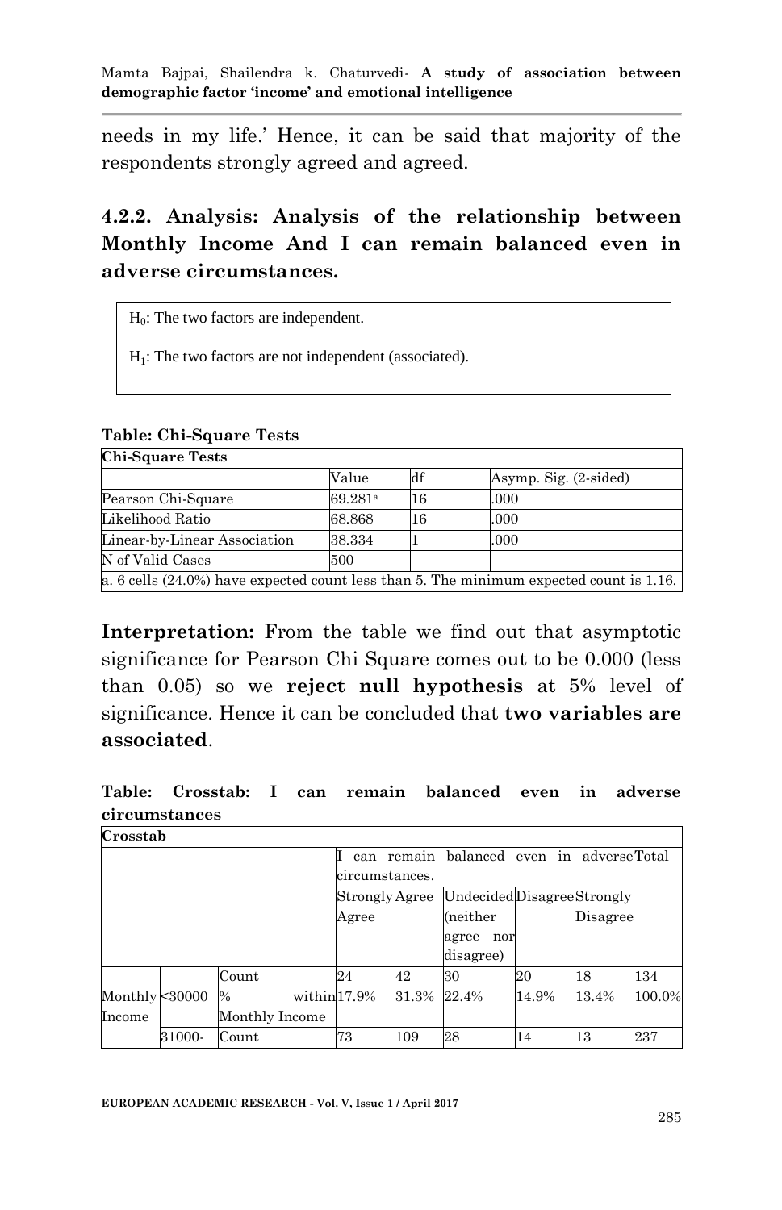needs in my life.' Hence, it can be said that majority of the respondents strongly agreed and agreed.

## 4.2.2. Analysis: Analysis of the relationship between Monthly Income And I can remain balanced even in adverse circumstances.

$H_0$: The two factors are independent.

$H_1$: The two factors are not independent (associated).

**Table: Chi-Square Tests**

| Chi-Square Tests | | | |
|---|---|---|---|
| | Value | df | Asymp. Sig. (2-sided) |
| Pearson Chi-Square | 69.281[a] | 16 | .000 |
| Likelihood Ratio | 68.868 | 16 | .000 |
| Linear-by-Linear Association | 38.334 | 1 | .000 |
| N of Valid Cases | 500 | | |
| a. 6 cells (24.0%) have expected count less than 5. The minimum expected count is 1.16. | | | |

**Interpretation:** From the table we find out that asymptotic significance for Pearson Chi Square comes out to be 0.000 (less than 0.05) so we **reject null hypothesis** at 5% level of significance. Hence it can be concluded that **two variables are associated**.

**Table: Crosstab: I can remain balanced even in adverse circumstances**

| Crosstab | | | | | | | | |
|---|---|---|---|---|---|---|---|---|
| | | | I can remain balanced even in adverse circumstances. | | | | | Total |
| | | | Strongly Agree | Agree | Undecided (neither agree nor disagree) | Disagree | Strongly Disagree | |
| Monthly Income | <30000 | Count | 24 | 42 | 30 | 20 | 18 | 134 |
| | | % within Monthly Income | 17.9% | 31.3% | 22.4% | 14.9% | 13.4% | 100.0% |
| | 31000- | Count | 73 | 109 | 28 | 14 | 13 | 237 |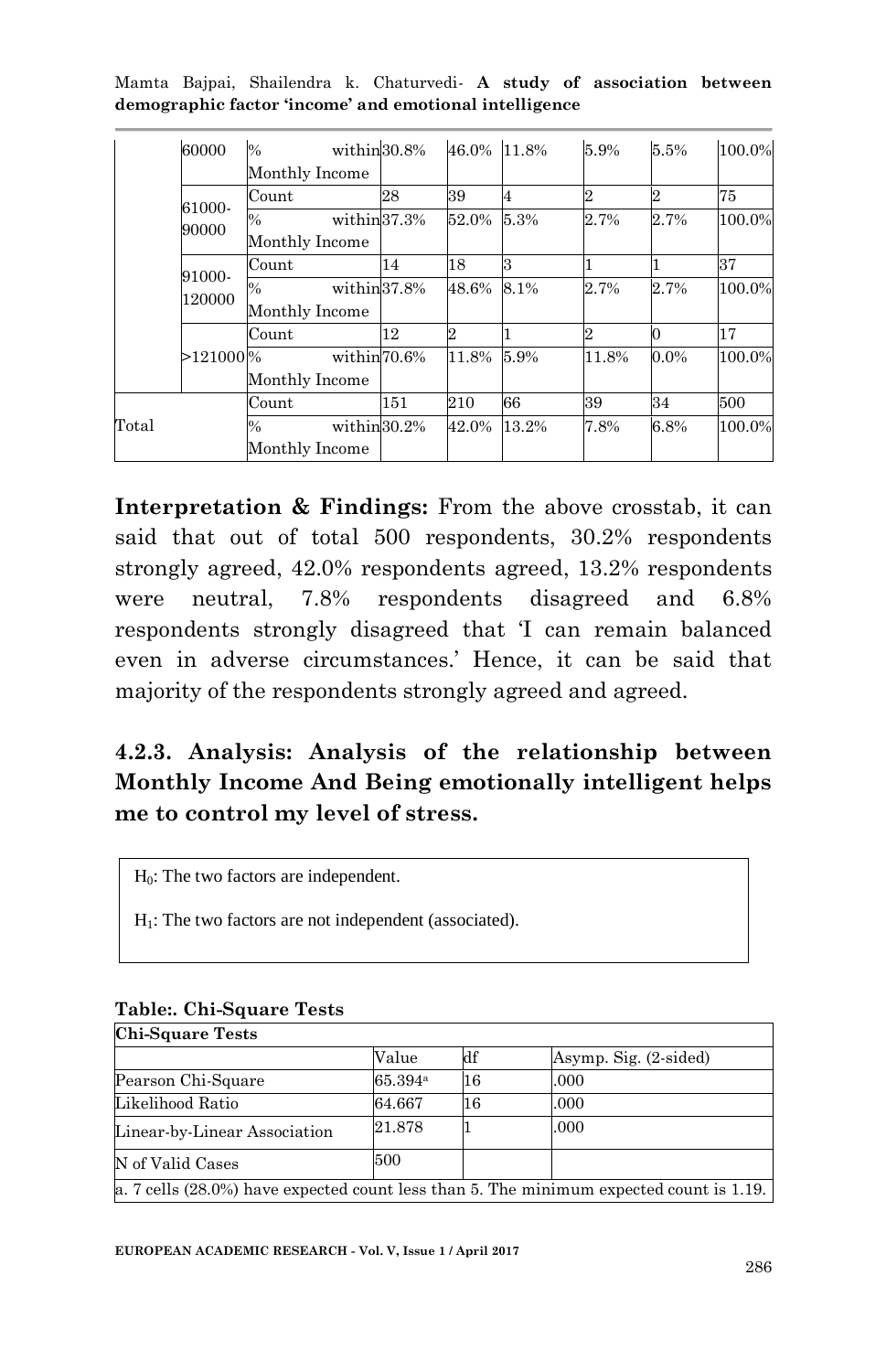|  | 60000 | % within Monthly Income | 30.8% | 46.0% | 11.8% | 5.9% | 5.5% | 100.0% |
|---|---|---|---|---|---|---|---|---|
|  | 61000-90000 | Count | 28 | 39 | 4 | 2 | 2 | 75 |
|  |  | % within Monthly Income | 37.3% | 52.0% | 5.3% | 2.7% | 2.7% | 100.0% |
|  | 91000-120000 | Count | 14 | 18 | 3 | 1 | 1 | 37 |
|  |  | % within Monthly Income | 37.8% | 48.6% | 8.1% | 2.7% | 2.7% | 100.0% |
|  | >121000 | Count | 12 | 2 | 1 | 2 | 0 | 17 |
|  |  | % within Monthly Income | 70.6% | 11.8% | 5.9% | 11.8% | 0.0% | 100.0% |
| Total |  | Count | 151 | 210 | 66 | 39 | 34 | 500 |
|  |  | % within Monthly Income | 30.2% | 42.0% | 13.2% | 7.8% | 6.8% | 100.0% |

**Interpretation & Findings:** From the above crosstab, it can said that out of total 500 respondents, 30.2% respondents strongly agreed, 42.0% respondents agreed, 13.2% respondents were neutral, 7.8% respondents disagreed and 6.8% respondents strongly disagreed that 'I can remain balanced even in adverse circumstances.' Hence, it can be said that majority of the respondents strongly agreed and agreed.

### 4.2.3. Analysis: Analysis of the relationship between Monthly Income And Being emotionally intelligent helps me to control my level of stress.

$H_0$: The two factors are independent.

$H_1$: The two factors are not independent (associated).

**Table:. Chi-Square Tests**

| Chi-Square Tests | | | |
|---|---|---|---|
|  | Value | df | Asymp. Sig. (2-sided) |
| Pearson Chi-Square | 65.394[a] | 16 | .000 |
| Likelihood Ratio | 64.667 | 16 | .000 |
| Linear-by-Linear Association | 21.878 | 1 | .000 |
| N of Valid Cases | 500 |  |  |
| a. 7 cells (28.0%) have expected count less than 5. The minimum expected count is 1.19. | | | |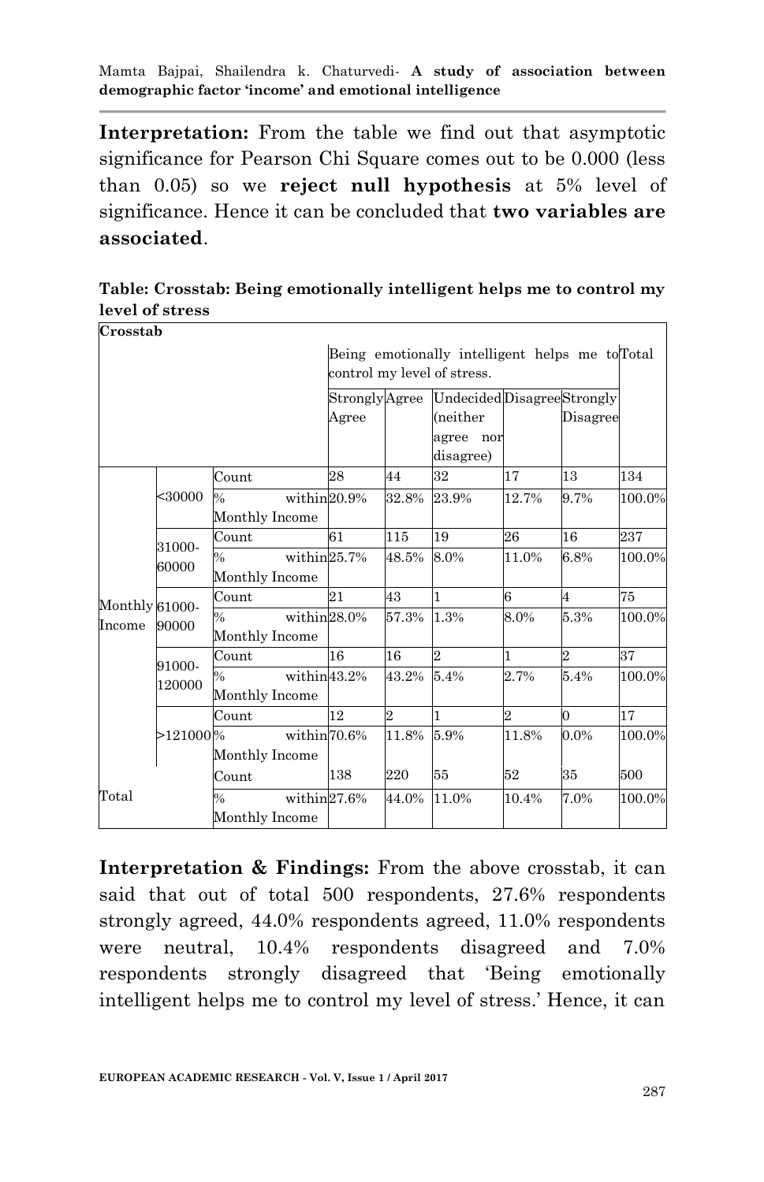**Interpretation:** From the table we find out that asymptotic significance for Pearson Chi Square comes out to be 0.000 (less than 0.05) so we **reject null hypothesis** at 5% level of significance. Hence it can be concluded that **two variables are associated**.

**Table: Crosstab: Being emotionally intelligent helps me to control my level of stress**

| Crosstab | | | | | | | | |
|---|---|---|---|---|---|---|---|---|
| | | | Being emotionally intelligent helps me to control my level of stress. | | | | | Total |
| | | | Strongly Agree | Agree | Undecided (neither agree nor disagree) | Disagree | Strongly Disagree | |
| Monthly Income | <30000 | Count | 28 | 44 | 32 | 17 | 13 | 134 |
| | | % within Monthly Income | 20.9% | 32.8% | 23.9% | 12.7% | 9.7% | 100.0% |
| | 31000-60000 | Count | 61 | 115 | 19 | 26 | 16 | 237 |
| | | % within Monthly Income | 25.7% | 48.5% | 8.0% | 11.0% | 6.8% | 100.0% |
| | 61000-90000 | Count | 21 | 43 | 1 | 6 | 4 | 75 |
| | | % within Monthly Income | 28.0% | 57.3% | 1.3% | 8.0% | 5.3% | 100.0% |
| | 91000-120000 | Count | 16 | 16 | 2 | 1 | 2 | 37 |
| | | % within Monthly Income | 43.2% | 43.2% | 5.4% | 2.7% | 5.4% | 100.0% |
| | >121000 | Count | 12 | 2 | 1 | 2 | 0 | 17 |
| | | % within Monthly Income | 70.6% | 11.8% | 5.9% | 11.8% | 0.0% | 100.0% |
| Total | | Count | 138 | 220 | 55 | 52 | 35 | 500 |
| | | % within Monthly Income | 27.6% | 44.0% | 11.0% | 10.4% | 7.0% | 100.0% |

**Interpretation & Findings:** From the above crosstab, it can said that out of total 500 respondents, 27.6% respondents strongly agreed, 44.0% respondents agreed, 11.0% respondents were neutral, 10.4% respondents disagreed and 7.0% respondents strongly disagreed that 'Being emotionally intelligent helps me to control my level of stress.' Hence, it can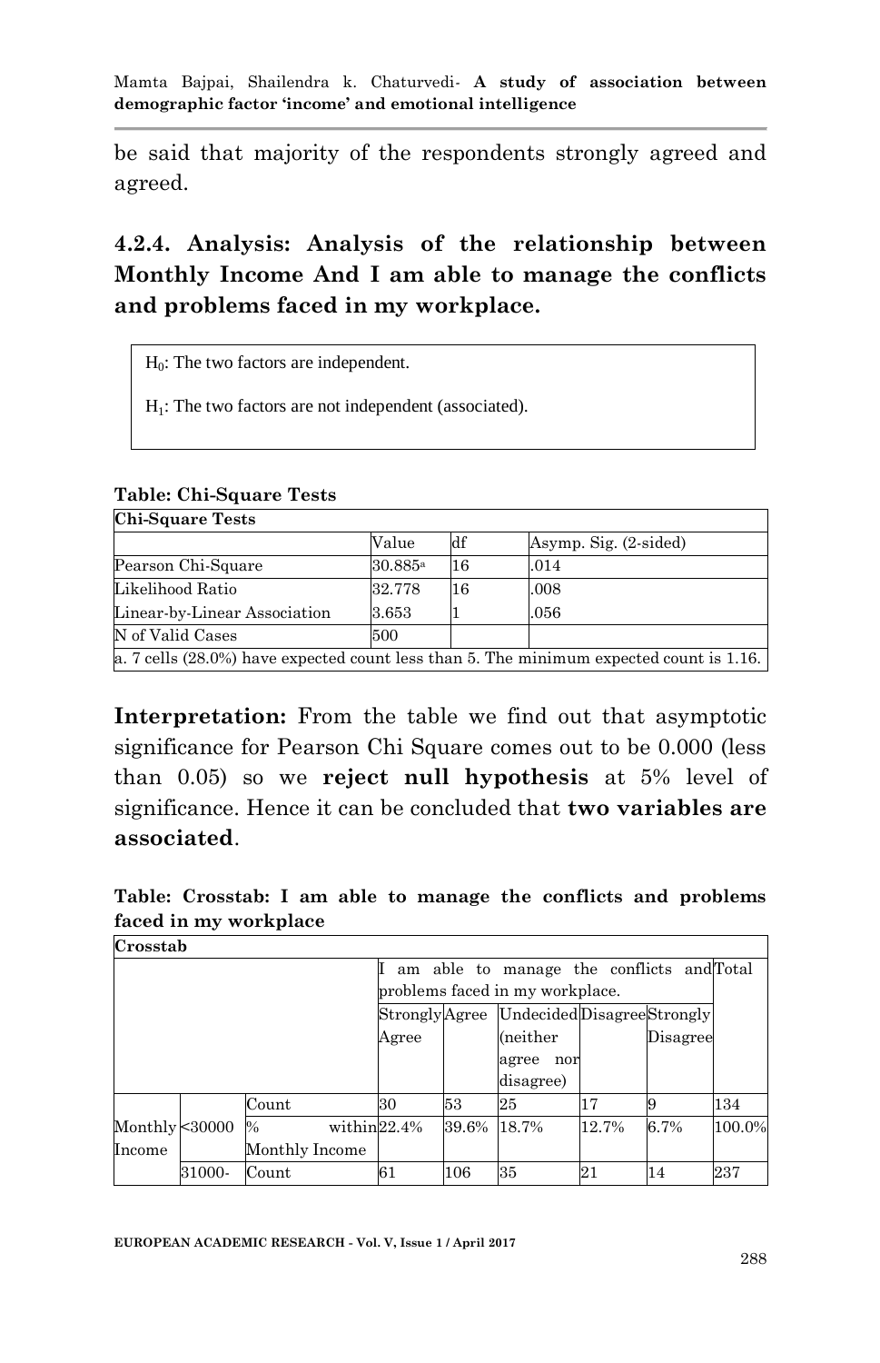be said that majority of the respondents strongly agreed and agreed.

## 4.2.4. Analysis: Analysis of the relationship between Monthly Income And I am able to manage the conflicts and problems faced in my workplace.

$H_0$: The two factors are independent.

$H_1$: The two factors are not independent (associated).

**Table: Chi-Square Tests**

| Chi-Square Tests | | | |
|---|---|---|---|
| | Value | df | Asymp. Sig. (2-sided) |
| Pearson Chi-Square | 30.885[a] | 16 | .014 |
| Likelihood Ratio | 32.778 | 16 | .008 |
| Linear-by-Linear Association | 3.653 | 1 | .056 |
| N of Valid Cases | 500 | | |
| a. 7 cells (28.0%) have expected count less than 5. The minimum expected count is 1.16. | | | |

**Interpretation:** From the table we find out that asymptotic significance for Pearson Chi Square comes out to be 0.000 (less than 0.05) so we **reject null hypothesis** at 5% level of significance. Hence it can be concluded that **two variables are associated**.

**Table: Crosstab: I am able to manage the conflicts and problems faced in my workplace**

| Crosstab | | | | | | | | |
|---|---|---|---|---|---|---|---|---|
| | | | I am able to manage the conflicts and problems faced in my workplace. | | | | | Total |
| | | | Strongly Agree | Agree | Undecided (neither agree nor disagree) | Disagree | Strongly Disagree | |
| Monthly Income | <30000 | Count | 30 | 53 | 25 | 17 | 9 | 134 |
| | | % within Monthly Income | 22.4% | 39.6% | 18.7% | 12.7% | 6.7% | 100.0% |
| | 31000- | Count | 61 | 106 | 35 | 21 | 14 | 237 |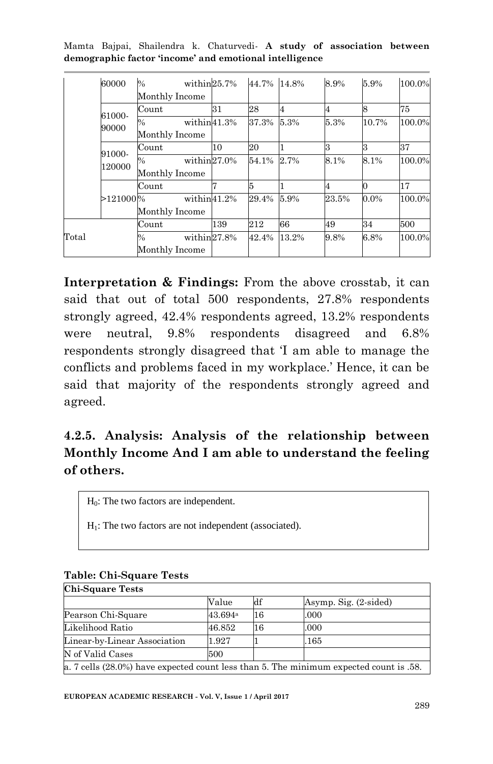| | 60000 | % within Monthly Income | 25.7% | 44.7% | 14.8% | 8.9% | 5.9% | 100.0% |
|---|---|---|---|---|---|---|---|---|
| | 61000-90000 | Count | 31 | 28 | 4 | 4 | 8 | 75 |
| | | % within Monthly Income | 41.3% | 37.3% | 5.3% | 5.3% | 10.7% | 100.0% |
| | 91000-120000 | Count | 10 | 20 | 1 | 3 | 3 | 37 |
| | | % within Monthly Income | 27.0% | 54.1% | 2.7% | 8.1% | 8.1% | 100.0% |
| | >121000 | Count | 7 | 5 | 1 | 4 | 0 | 17 |
| | | % within Monthly Income | 41.2% | 29.4% | 5.9% | 23.5% | 0.0% | 100.0% |
| Total | | Count | 139 | 212 | 66 | 49 | 34 | 500 |
| | | % within Monthly Income | 27.8% | 42.4% | 13.2% | 9.8% | 6.8% | 100.0% |

**Interpretation & Findings:** From the above crosstab, it can said that out of total 500 respondents, 27.8% respondents strongly agreed, 42.4% respondents agreed, 13.2% respondents were neutral, 9.8% respondents disagreed and 6.8% respondents strongly disagreed that 'I am able to manage the conflicts and problems faced in my workplace.' Hence, it can be said that majority of the respondents strongly agreed and agreed.

## 4.2.5. Analysis: Analysis of the relationship between Monthly Income And I am able to understand the feeling of others.

$H_0$: The two factors are independent.

$H_1$: The two factors are not independent (associated).

**Table: Chi-Square Tests**

| Chi-Square Tests | | | |
|---|---|---|---|
| | Value | df | Asymp. Sig. (2-sided) |
| Pearson Chi-Square | 43.694[a] | 16 | .000 |
| Likelihood Ratio | 46.852 | 16 | .000 |
| Linear-by-Linear Association | 1.927 | 1 | .165 |
| N of Valid Cases | 500 | | |
| a. 7 cells (28.0%) have expected count less than 5. The minimum expected count is .58. | | | |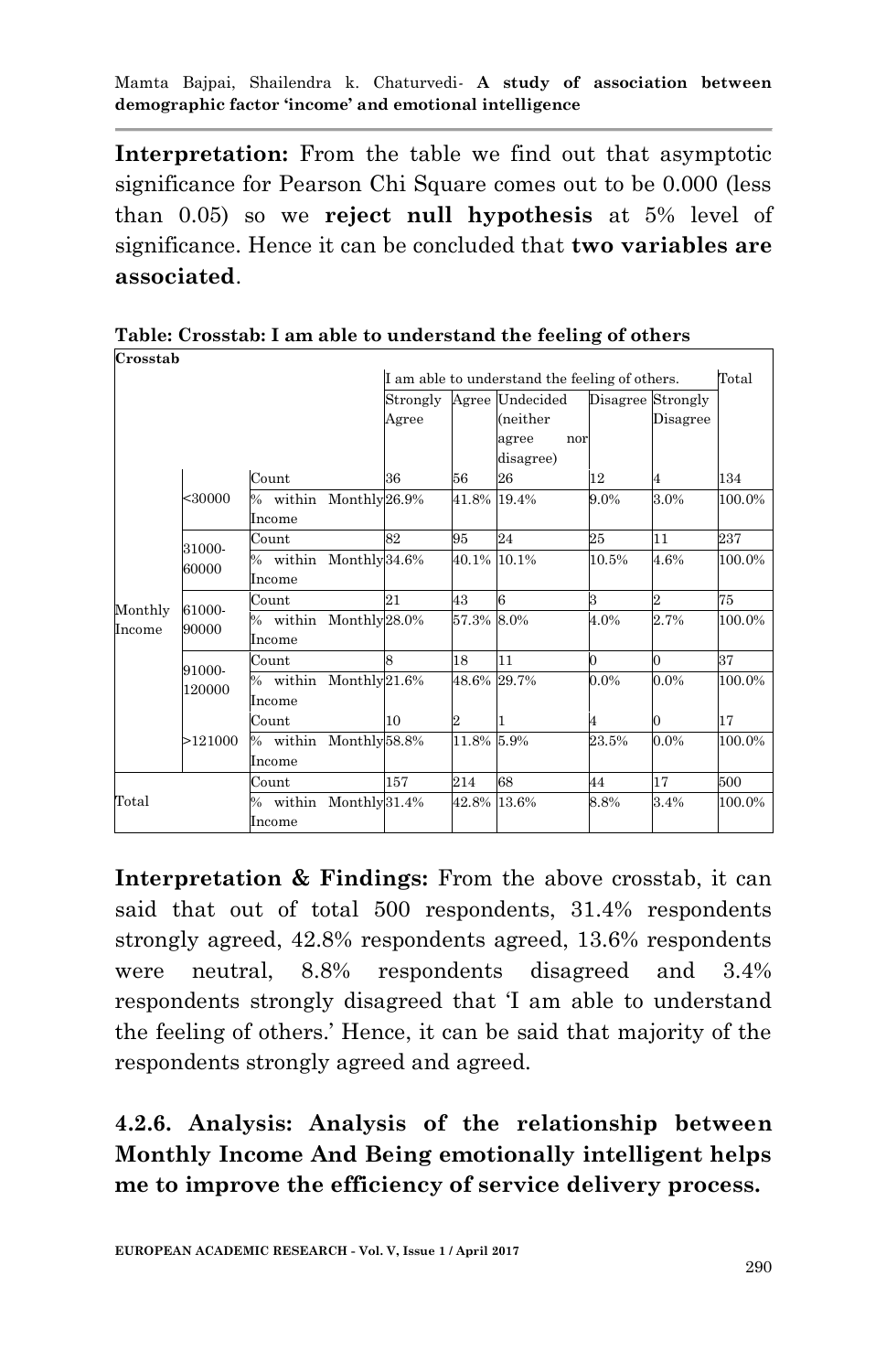**Interpretation:** From the table we find out that asymptotic significance for Pearson Chi Square comes out to be 0.000 (less than 0.05) so we **reject null hypothesis** at 5% level of significance. Hence it can be concluded that **two variables are associated**.

**Table: Crosstab: I am able to understand the feeling of others**

| Crosstab | | | | | | | | |
|---|---|---|---|---|---|---|---|---|
| | | | I am able to understand the feeling of others. | | | | | Total |
| | | | Strongly Agree | Agree | Undecided (neither agree nor disagree) | Disagree | Strongly Disagree | |
| Monthly Income | <30000 | Count | 36 | 56 | 26 | 12 | 4 | 134 |
| | | % within Monthly Income | 26.9% | 41.8% | 19.4% | 9.0% | 3.0% | 100.0% |
| | 31000-60000 | Count | 82 | 95 | 24 | 25 | 11 | 237 |
| | | % within Monthly Income | 34.6% | 40.1% | 10.1% | 10.5% | 4.6% | 100.0% |
| | 61000-90000 | Count | 21 | 43 | 6 | 3 | 2 | 75 |
| | | % within Monthly Income | 28.0% | 57.3% | 8.0% | 4.0% | 2.7% | 100.0% |
| | 91000-120000 | Count | 8 | 18 | 11 | 0 | 0 | 37 |
| | | % within Monthly Income | 21.6% | 48.6% | 29.7% | 0.0% | 0.0% | 100.0% |
| | >121000 | Count | 10 | 2 | 1 | 4 | 0 | 17 |
| | | % within Monthly Income | 58.8% | 11.8% | 5.9% | 23.5% | 0.0% | 100.0% |
| Total | | Count | 157 | 214 | 68 | 44 | 17 | 500 |
| | | % within Monthly Income | 31.4% | 42.8% | 13.6% | 8.8% | 3.4% | 100.0% |

**Interpretation & Findings:** From the above crosstab, it can said that out of total 500 respondents, 31.4% respondents strongly agreed, 42.8% respondents agreed, 13.6% respondents were neutral, 8.8% respondents disagreed and 3.4% respondents strongly disagreed that 'I am able to understand the feeling of others.' Hence, it can be said that majority of the respondents strongly agreed and agreed.

### 4.2.6. Analysis: Analysis of the relationship between Monthly Income And Being emotionally intelligent helps me to improve the efficiency of service delivery process.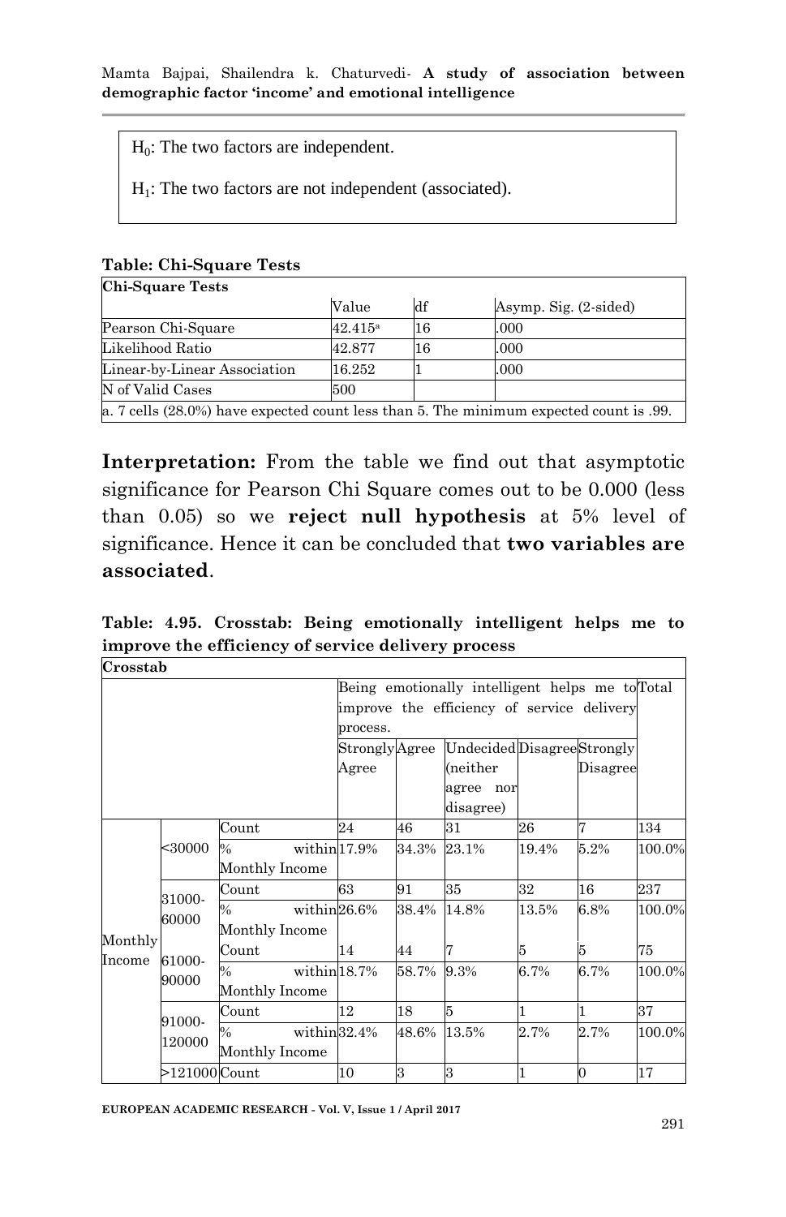$H_0$: The two factors are independent.

$H_1$: The two factors are not independent (associated).

**Table: Chi-Square Tests**

| **Chi-Square Tests** | | | |
|---|---|---|---|
| | Value | df | Asymp. Sig. (2-sided) |
| Pearson Chi-Square | 42.415[a] | 16 | .000 |
| Likelihood Ratio | 42.877 | 16 | .000 |
| Linear-by-Linear Association | 16.252 | 1 | .000 |
| N of Valid Cases | 500 | | |
| a. 7 cells (28.0%) have expected count less than 5. The minimum expected count is .99. | | | |

**Interpretation:** From the table we find out that asymptotic significance for Pearson Chi Square comes out to be 0.000 (less than 0.05) so we **reject null hypothesis** at 5% level of significance. Hence it can be concluded that **two variables are associated**.

**Table: 4.95. Crosstab: Being emotionally intelligent helps me to improve the efficiency of service delivery process**

| **Crosstab** | | | | | | | | |
|---|---|---|---|---|---|---|---|---|
| | | | Being emotionally intelligent helps me to improve the efficiency of service delivery process. | | | | | Total |
| | | | Strongly Agree | Agree | Undecided (neither agree nor disagree) | Disagree | Strongly Disagree | |
| Monthly Income | <30000 | Count | 24 | 46 | 31 | 26 | 7 | 134 |
| | | % within Monthly Income | 17.9% | 34.3% | 23.1% | 19.4% | 5.2% | 100.0% |
| | 31000-60000 | Count | 63 | 91 | 35 | 32 | 16 | 237 |
| | | % within Monthly Income | 26.6% | 38.4% | 14.8% | 13.5% | 6.8% | 100.0% |
| | 61000-90000 | Count | 14 | 44 | 7 | 5 | 5 | 75 |
| | | % within Monthly Income | 18.7% | 58.7% | 9.3% | 6.7% | 6.7% | 100.0% |
| | 91000-120000 | Count | 12 | 18 | 5 | 1 | 1 | 37 |
| | | % within Monthly Income | 32.4% | 48.6% | 13.5% | 2.7% | 2.7% | 100.0% |
| | >121000 | Count | 10 | 3 | 3 | 1 | 0 | 17 |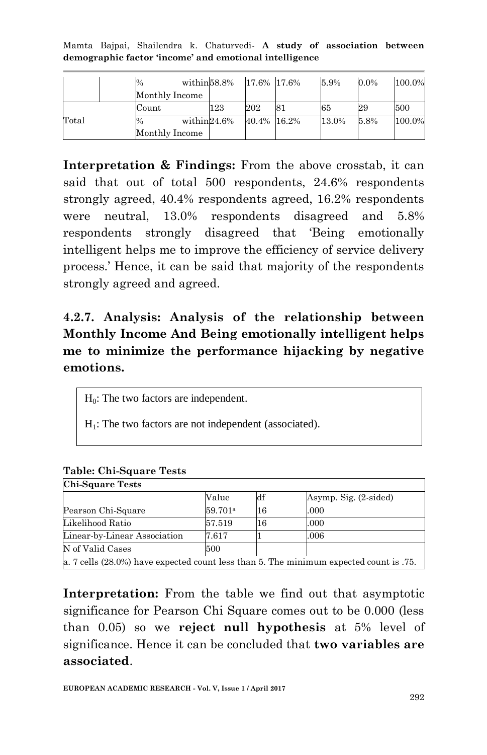|  |  |  |  |  |  |  |  |  |
|---|---|---|---|---|---|---|---|---|
|  |  | % within Monthly Income | 58.8% | 17.6% | 17.6% | 5.9% | 0.0% | 100.0% |
| Total |  | Count | 123 | 202 | 81 | 65 | 29 | 500 |
|  |  | % within Monthly Income | 24.6% | 40.4% | 16.2% | 13.0% | 5.8% | 100.0% |

**Interpretation & Findings:** From the above crosstab, it can said that out of total 500 respondents, 24.6% respondents strongly agreed, 40.4% respondents agreed, 16.2% respondents were neutral, 13.0% respondents disagreed and 5.8% respondents strongly disagreed that 'Being emotionally intelligent helps me to improve the efficiency of service delivery process.' Hence, it can be said that majority of the respondents strongly agreed and agreed.

## 4.2.7. Analysis: Analysis of the relationship between Monthly Income And Being emotionally intelligent helps me to minimize the performance hijacking by negative emotions.

$H_0$: The two factors are independent.

$H_1$: The two factors are not independent (associated).

**Table: Chi-Square Tests**

| Chi-Square Tests | | | |
|---|---|---|---|
| | Value | df | Asymp. Sig. (2-sided) |
| Pearson Chi-Square | 59.701[a] | 16 | .000 |
| Likelihood Ratio | 57.519 | 16 | .000 |
| Linear-by-Linear Association | 7.617 | 1 | .006 |
| N of Valid Cases | 500 | | |
| a. 7 cells (28.0%) have expected count less than 5. The minimum expected count is .75. | | | |

**Interpretation:** From the table we find out that asymptotic significance for Pearson Chi Square comes out to be 0.000 (less than 0.05) so we **reject null hypothesis** at 5% level of significance. Hence it can be concluded that **two variables are associated**.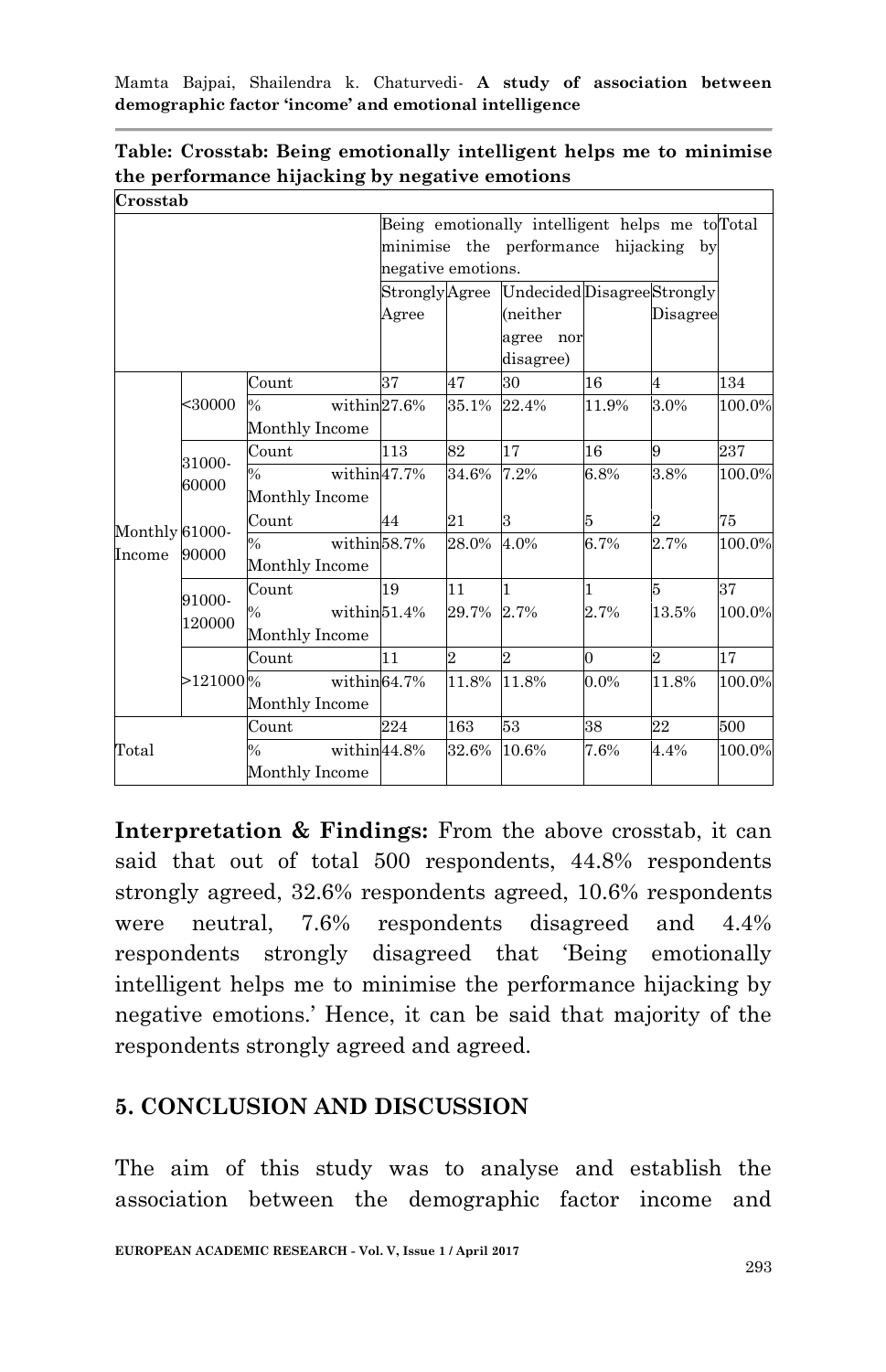**Table: Crosstab: Being emotionally intelligent helps me to minimise the performance hijacking by negative emotions**

| Crosstab | | | | | | | | |
|---|---|---|---|---|---|---|---|---|
| | | | Being emotionally intelligent helps me to minimise the performance hijacking by negative emotions. | | | | | Total |
| | | | Strongly Agree | Agree | Undecided (neither agree nor disagree) | Disagree | Strongly Disagree | |
| Monthly Income | <30000 | Count | 37 | 47 | 30 | 16 | 4 | 134 |
| | | % within Monthly Income | 27.6% | 35.1% | 22.4% | 11.9% | 3.0% | 100.0% |
| | 31000-60000 | Count | 113 | 82 | 17 | 16 | 9 | 237 |
| | | % within Monthly Income | 47.7% | 34.6% | 7.2% | 6.8% | 3.8% | 100.0% |
| | 61000-90000 | Count | 44 | 21 | 3 | 5 | 2 | 75 |
| | | % within Monthly Income | 58.7% | 28.0% | 4.0% | 6.7% | 2.7% | 100.0% |
| | 91000-120000 | Count | 19 | 11 | 1 | 1 | 5 | 37 |
| | | % within Monthly Income | 51.4% | 29.7% | 2.7% | 2.7% | 13.5% | 100.0% |
| | >121000 | Count | 11 | 2 | 2 | 0 | 2 | 17 |
| | | % within Monthly Income | 64.7% | 11.8% | 11.8% | 0.0% | 11.8% | 100.0% |
| Total | | Count | 224 | 163 | 53 | 38 | 22 | 500 |
| | | % within Monthly Income | 44.8% | 32.6% | 10.6% | 7.6% | 4.4% | 100.0% |

**Interpretation & Findings:** From the above crosstab, it can said that out of total 500 respondents, 44.8% respondents strongly agreed, 32.6% respondents agreed, 10.6% respondents were neutral, 7.6% respondents disagreed and 4.4% respondents strongly disagreed that 'Being emotionally intelligent helps me to minimise the performance hijacking by negative emotions.' Hence, it can be said that majority of the respondents strongly agreed and agreed.

## 5. CONCLUSION AND DISCUSSION

The aim of this study was to analyse and establish the association between the demographic factor income and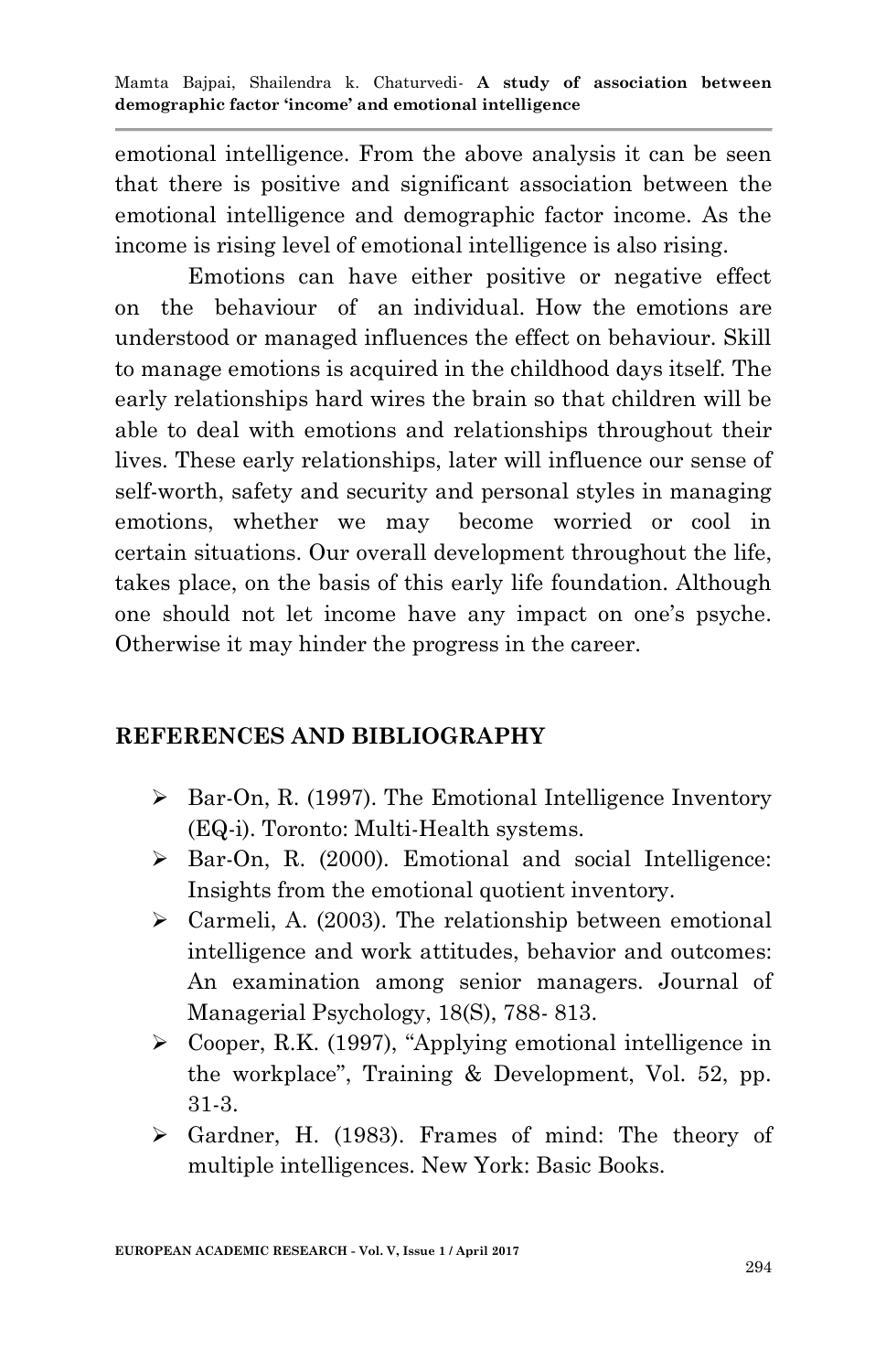emotional intelligence. From the above analysis it can be seen that there is positive and significant association between the emotional intelligence and demographic factor income. As the income is rising level of emotional intelligence is also rising.

Emotions can have either positive or negative effect on the behaviour of an individual. How the emotions are understood or managed influences the effect on behaviour. Skill to manage emotions is acquired in the childhood days itself. The early relationships hard wires the brain so that children will be able to deal with emotions and relationships throughout their lives. These early relationships, later will influence our sense of self-worth, safety and security and personal styles in managing emotions, whether we may become worried or cool in certain situations. Our overall development throughout the life, takes place, on the basis of this early life foundation. Although one should not let income have any impact on one's psyche. Otherwise it may hinder the progress in the career.

## REFERENCES AND BIBLIOGRAPHY

- Bar-On, R. (1997). The Emotional Intelligence Inventory (EQ-i). Toronto: Multi-Health systems.
- Bar-On, R. (2000). Emotional and social Intelligence: Insights from the emotional quotient inventory.
- Carmeli, A. (2003). The relationship between emotional intelligence and work attitudes, behavior and outcomes: An examination among senior managers. Journal of Managerial Psychology, 18(S), 788- 813.
- Cooper, R.K. (1997), "Applying emotional intelligence in the workplace", Training & Development, Vol. 52, pp. 31-3.
- Gardner, H. (1983). Frames of mind: The theory of multiple intelligences. New York: Basic Books.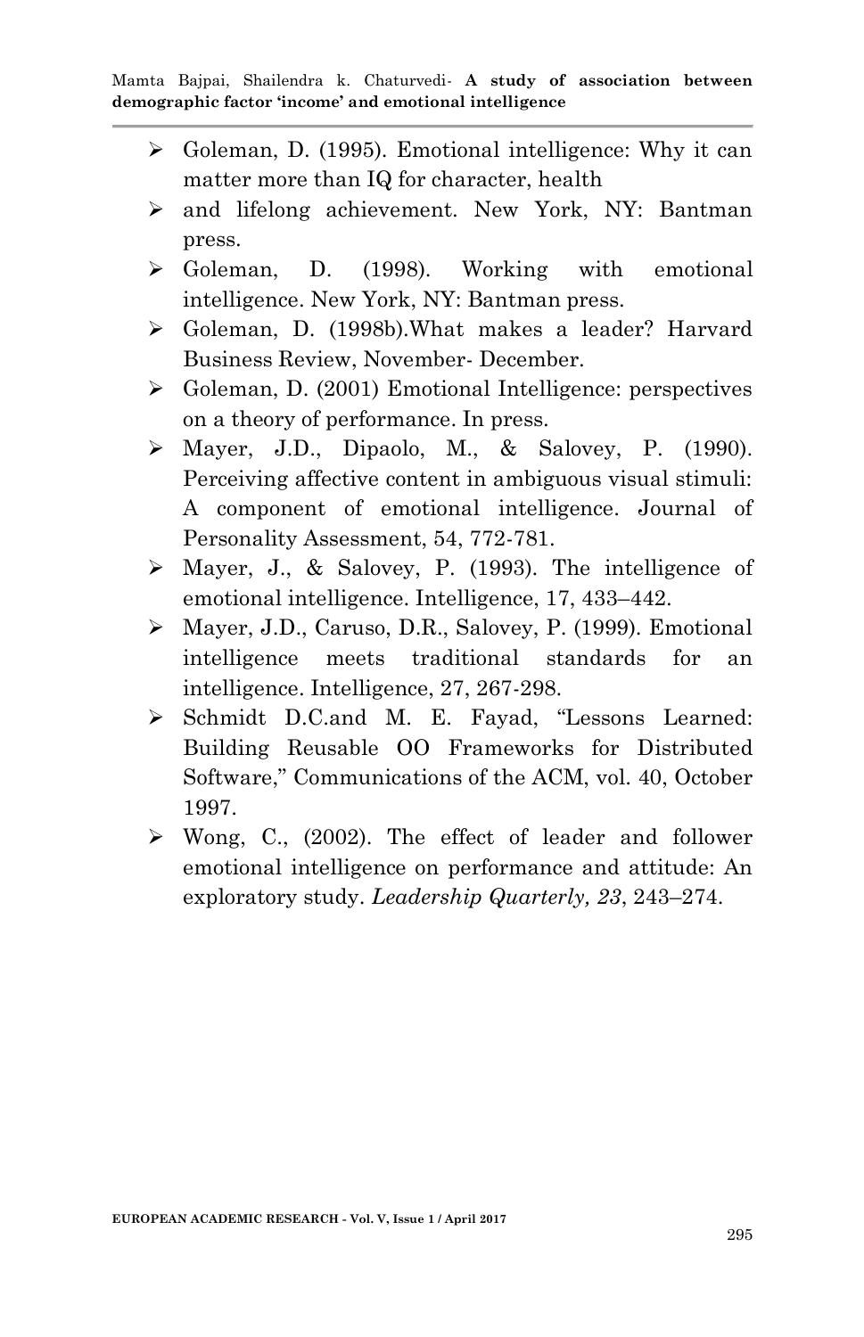- Goleman, D. (1995). Emotional intelligence: Why it can matter more than IQ for character, health
- and lifelong achievement. New York, NY: Bantman press.
- Goleman, D. (1998). Working with emotional intelligence. New York, NY: Bantman press.
- Goleman, D. (1998b).What makes a leader? Harvard Business Review, November- December.
- Goleman, D. (2001) Emotional Intelligence: perspectives on a theory of performance. In press.
- Mayer, J.D., Dipaolo, M., & Salovey, P. (1990). Perceiving affective content in ambiguous visual stimuli: A component of emotional intelligence. Journal of Personality Assessment, 54, 772-781.
- Mayer, J., & Salovey, P. (1993). The intelligence of emotional intelligence. Intelligence, 17, 433–442.
- Mayer, J.D., Caruso, D.R., Salovey, P. (1999). Emotional intelligence meets traditional standards for an intelligence. Intelligence, 27, 267-298.
- Schmidt D.C.and M. E. Fayad, "Lessons Learned: Building Reusable OO Frameworks for Distributed Software," Communications of the ACM, vol. 40, October 1997.
- Wong, C., (2002). The effect of leader and follower emotional intelligence on performance and attitude: An exploratory study. *Leadership Quarterly, 23*, 243–274.